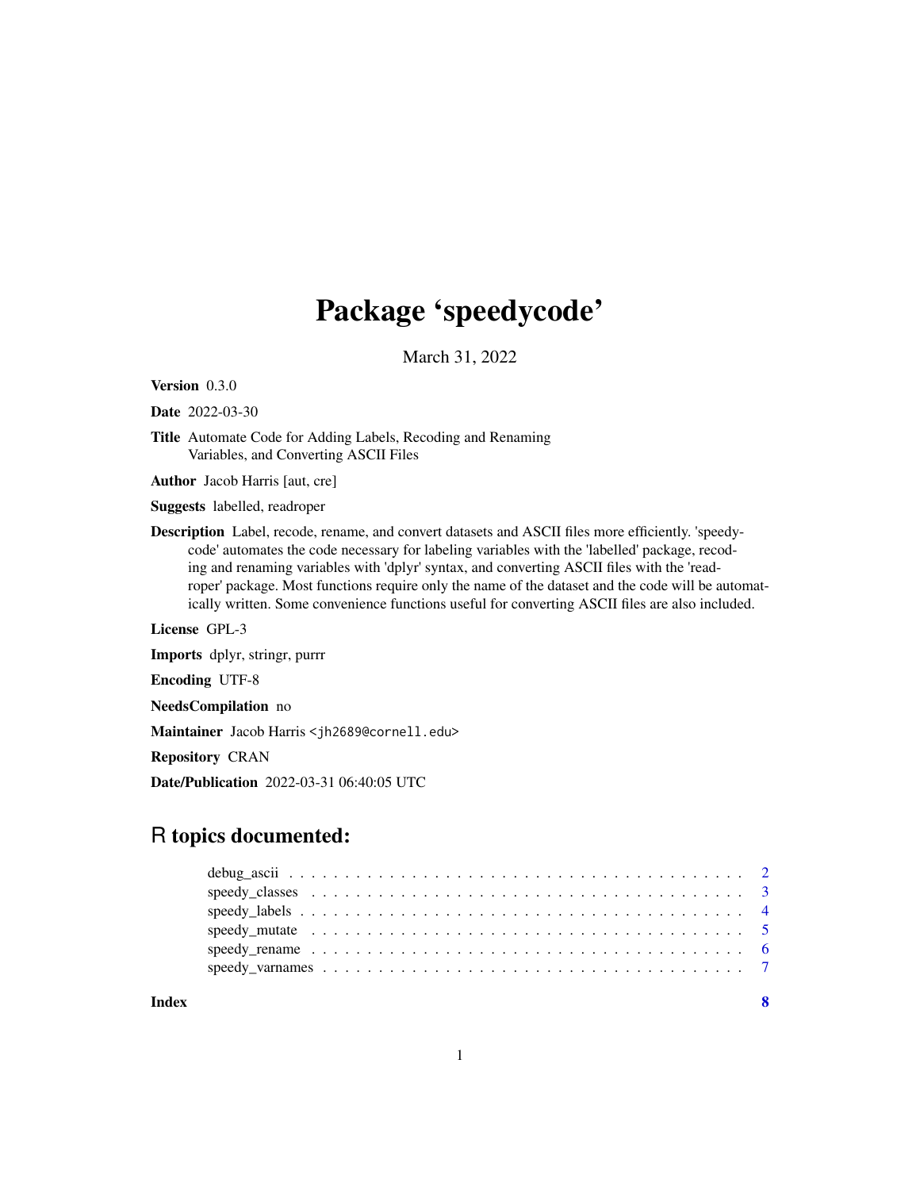# Package 'speedycode'

March 31, 2022

**Version** 0.3.0

**Date** 2022-03-30

**Title** Automate Code for Adding Labels, Recoding and Renaming Variables, and Converting ASCII Files

**Author** Jacob Harris [aut, cre]

**Suggests** labelled, readroper

**Description** Label, recode, rename, and convert datasets and ASCII files more efficiently. 'speedycode' automates the code necessary for labeling variables with the 'labelled' package, recoding and renaming variables with 'dplyr' syntax, and converting ASCII files with the 'readroper' package. Most functions require only the name of the dataset and the code will be automatically written. Some convenience functions useful for converting ASCII files are also included.

**License** GPL-3

**Imports** dplyr, stringr, purrr

**Encoding** UTF-8

**NeedsCompilation** no

**Maintainer** Jacob Harris <jh2689@cornell.edu>

**Repository** CRAN

**Date/Publication** 2022-03-31 06:40:05 UTC

## R topics documented:

- debug_ascii . . . . . . . . . . . . . . . . . . . . . . . . . . . . . . . . . . . . . . . . . . 2
- speedy_classes . . . . . . . . . . . . . . . . . . . . . . . . . . . . . . . . . . . . . . . . 3
- speedy_labels . . . . . . . . . . . . . . . . . . . . . . . . . . . . . . . . . . . . . . . . . 4
- speedy_mutate . . . . . . . . . . . . . . . . . . . . . . . . . . . . . . . . . . . . . . . . 5
- speedy_rename . . . . . . . . . . . . . . . . . . . . . . . . . . . . . . . . . . . . . . . . 6
- speedy_varnames . . . . . . . . . . . . . . . . . . . . . . . . . . . . . . . . . . . . . . . 7

**Index** 8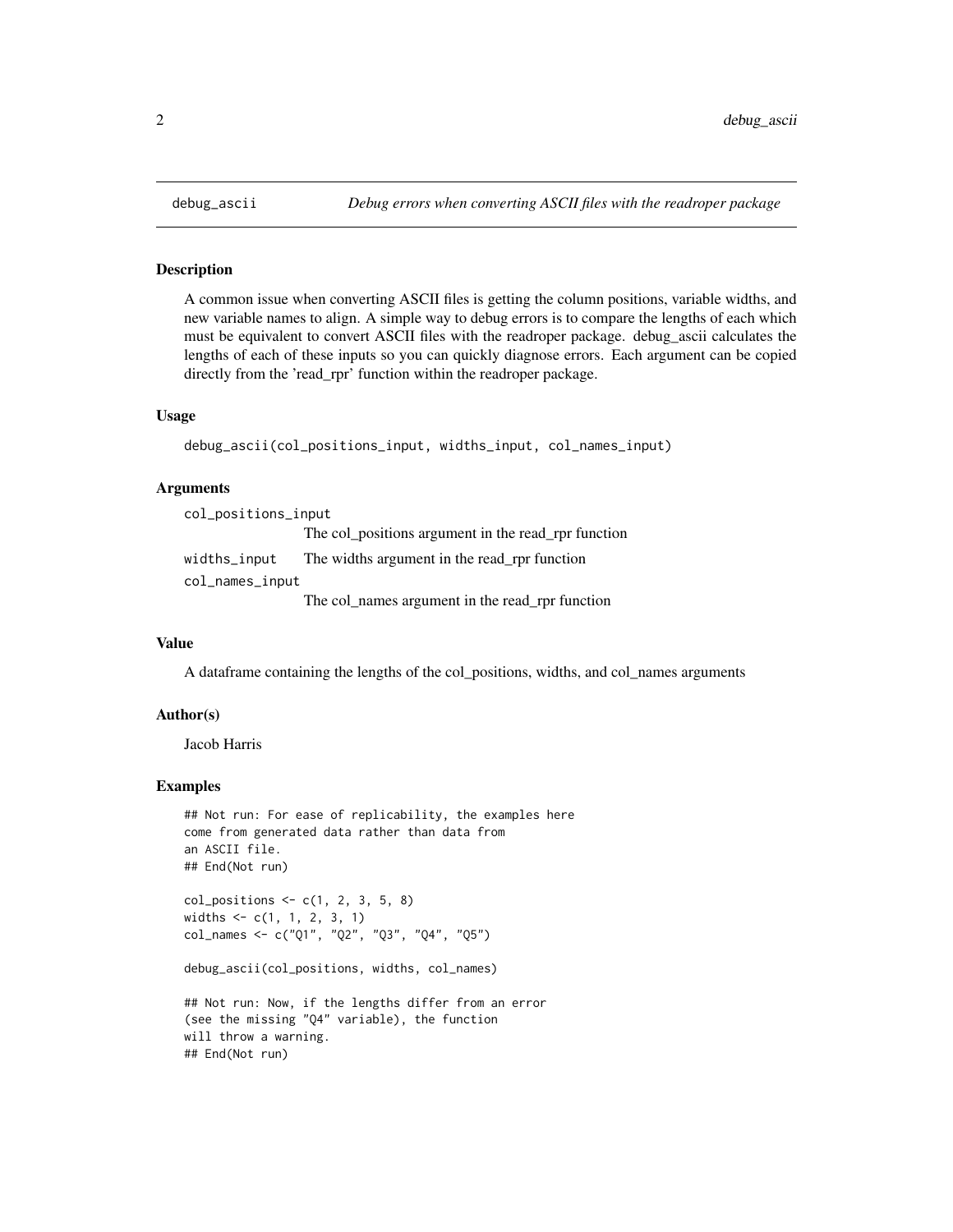## debug_ascii — *Debug errors when converting ASCII files with the readroper package*

### Description

A common issue when converting ASCII files is getting the column positions, variable widths, and new variable names to align. A simple way to debug errors is to compare the lengths of each which must be equivalent to convert ASCII files with the readroper package. debug_ascii calculates the lengths of each of these inputs so you can quickly diagnose errors. Each argument can be copied directly from the 'read_rpr' function within the readroper package.

### Usage

```
debug_ascii(col_positions_input, widths_input, col_names_input)
```

### Arguments

| | |
|---|---|
| `col_positions_input` | The col_positions argument in the read_rpr function |
| `widths_input` | The widths argument in the read_rpr function |
| `col_names_input` | The col_names argument in the read_rpr function |

### Value

A dataframe containing the lengths of the col_positions, widths, and col_names arguments

### Author(s)

Jacob Harris

### Examples

```
## Not run: For ease of replicability, the examples here
come from generated data rather than data from
an ASCII file.
## End(Not run)

col_positions <- c(1, 2, 3, 5, 8)
widths <- c(1, 1, 2, 3, 1)
col_names <- c("Q1", "Q2", "Q3", "Q4", "Q5")

debug_ascii(col_positions, widths, col_names)

## Not run: Now, if the lengths differ from an error
(see the missing "Q4" variable), the function
will throw a warning.
## End(Not run)
```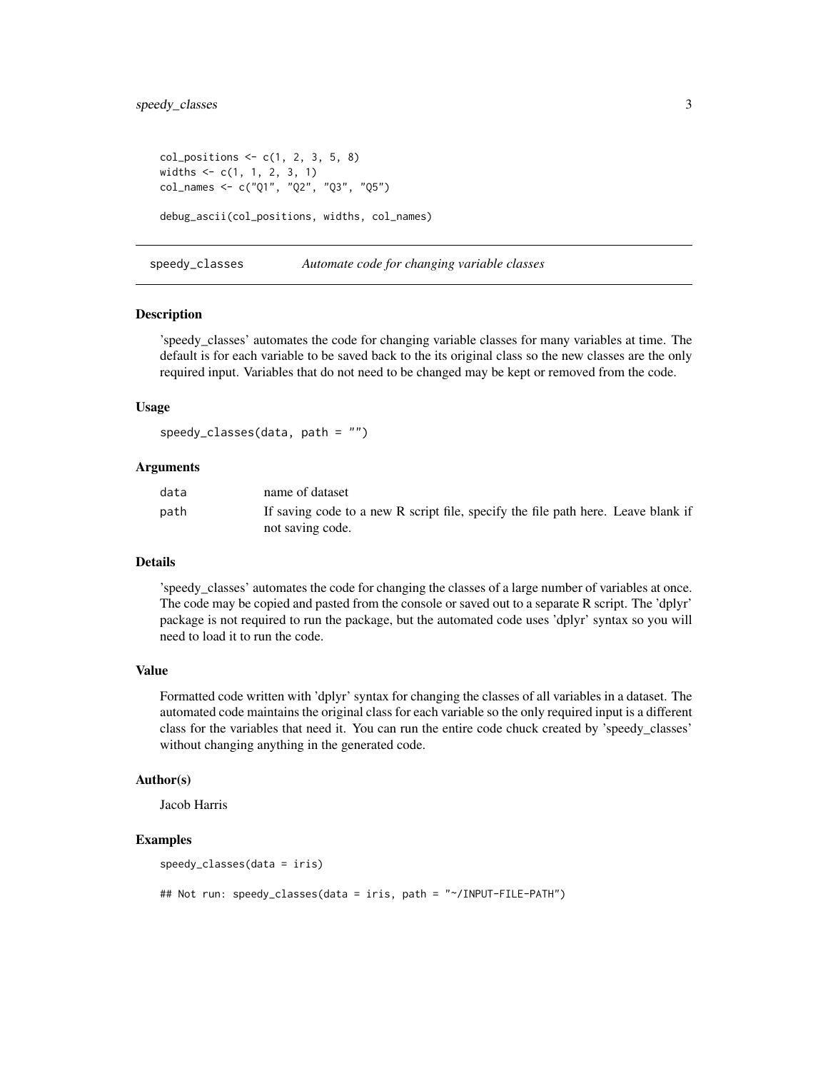```
col_positions <- c(1, 2, 3, 5, 8)
widths <- c(1, 1, 2, 3, 1)
col_names <- c("Q1", "Q2", "Q3", "Q5")

debug_ascii(col_positions, widths, col_names)
```

## speedy_classes — *Automate code for changing variable classes*

### Description

'speedy_classes' automates the code for changing variable classes for many variables at time. The default is for each variable to be saved back to the its original class so the new classes are the only required input. Variables that do not need to be changed may be kept or removed from the code.

### Usage

```
speedy_classes(data, path = "")
```

### Arguments

| | |
|---|---|
| data | name of dataset |
| path | If saving code to a new R script file, specify the file path here. Leave blank if not saving code. |

### Details

'speedy_classes' automates the code for changing the classes of a large number of variables at once. The code may be copied and pasted from the console or saved out to a separate R script. The 'dplyr' package is not required to run the package, but the automated code uses 'dplyr' syntax so you will need to load it to run the code.

### Value

Formatted code written with 'dplyr' syntax for changing the classes of all variables in a dataset. The automated code maintains the original class for each variable so the only required input is a different class for the variables that need it. You can run the entire code chuck created by 'speedy_classes' without changing anything in the generated code.

### Author(s)

Jacob Harris

### Examples

```
speedy_classes(data = iris)

## Not run: speedy_classes(data = iris, path = "~/INPUT-FILE-PATH")
```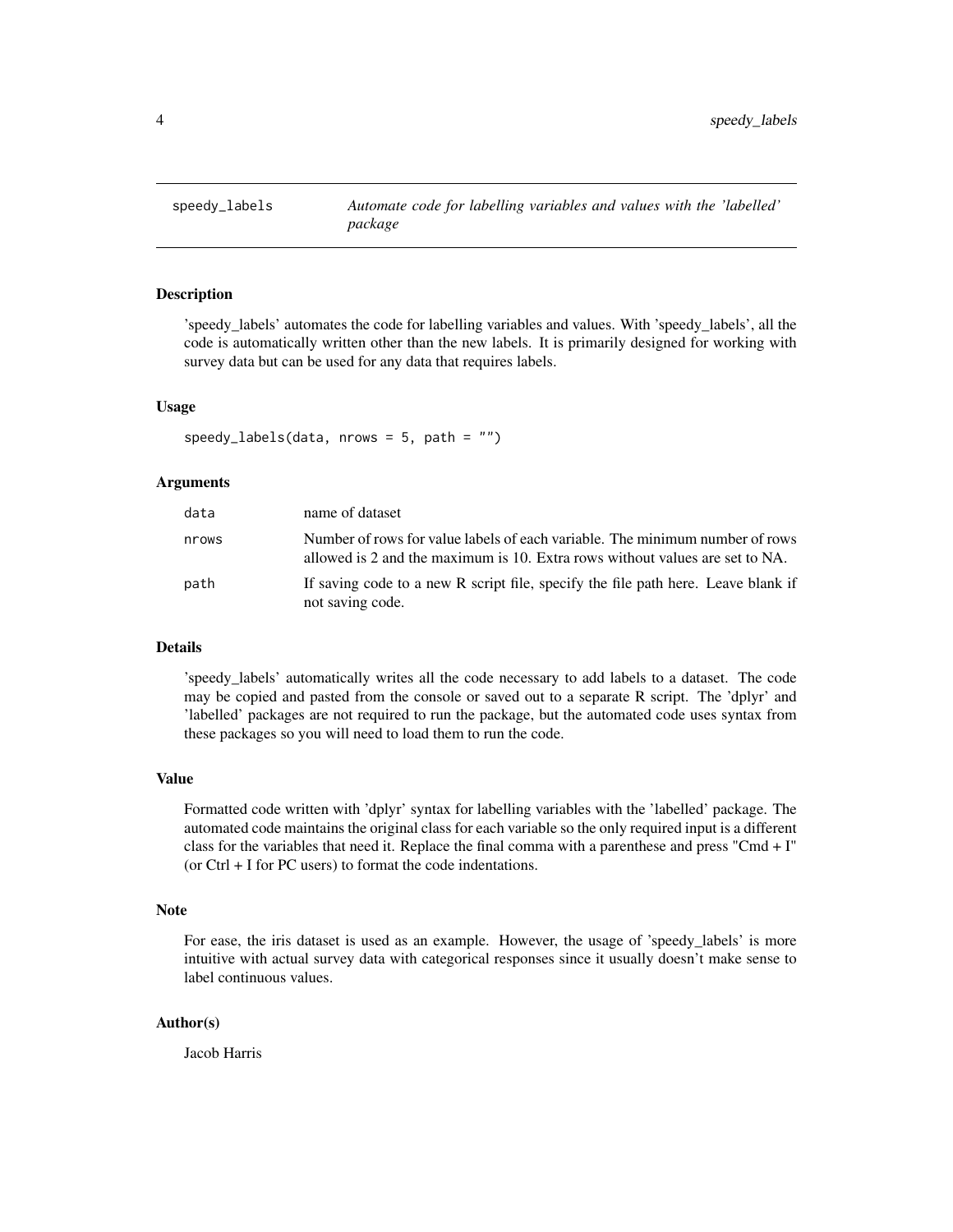# speedy_labels — *Automate code for labelling variables and values with the 'labelled' package*

## Description

'speedy_labels' automates the code for labelling variables and values. With 'speedy_labels', all the code is automatically written other than the new labels. It is primarily designed for working with survey data but can be used for any data that requires labels.

## Usage

```
speedy_labels(data, nrows = 5, path = "")
```

## Arguments

| | |
|---|---|
| `data` | name of dataset |
| `nrows` | Number of rows for value labels of each variable. The minimum number of rows allowed is 2 and the maximum is 10. Extra rows without values are set to NA. |
| `path` | If saving code to a new R script file, specify the file path here. Leave blank if not saving code. |

## Details

'speedy_labels' automatically writes all the code necessary to add labels to a dataset. The code may be copied and pasted from the console or saved out to a separate R script. The 'dplyr' and 'labelled' packages are not required to run the package, but the automated code uses syntax from these packages so you will need to load them to run the code.

## Value

Formatted code written with 'dplyr' syntax for labelling variables with the 'labelled' package. The automated code maintains the original class for each variable so the only required input is a different class for the variables that need it. Replace the final comma with a parenthese and press "Cmd + I" (or Ctrl + I for PC users) to format the code indentations.

## Note

For ease, the iris dataset is used as an example. However, the usage of 'speedy_labels' is more intuitive with actual survey data with categorical responses since it usually doesn't make sense to label continuous values.

## Author(s)

Jacob Harris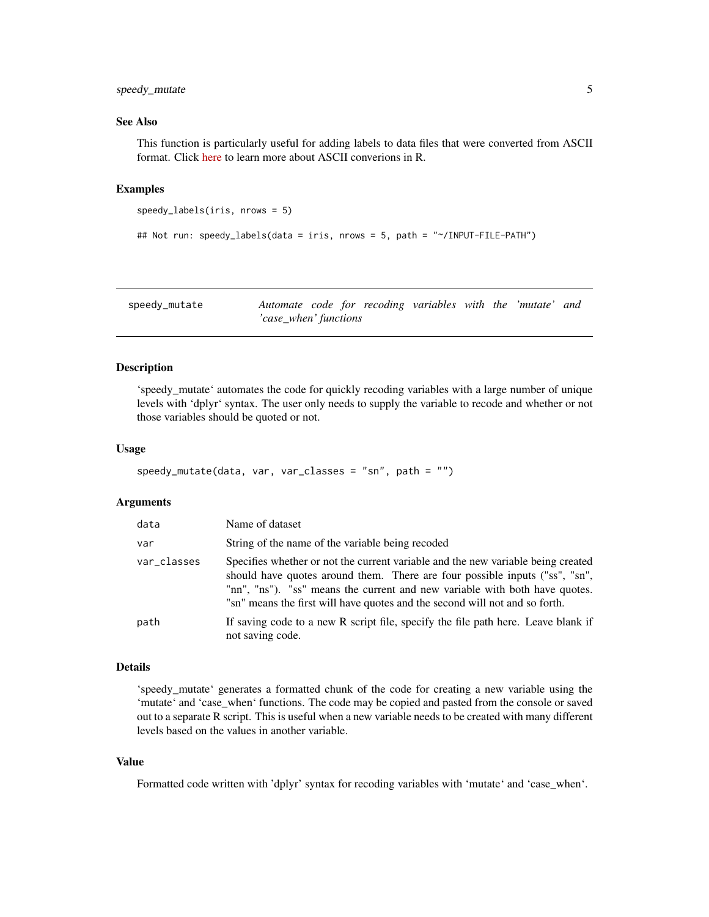### See Also

This function is particularly useful for adding labels to data files that were converted from ASCII format. Click here to learn more about ASCII converions in R.

### Examples

```
speedy_labels(iris, nrows = 5)

## Not run: speedy_labels(data = iris, nrows = 5, path = "~/INPUT-FILE-PATH")
```

---

## speedy_mutate — *Automate code for recoding variables with the 'mutate' and 'case_when' functions*

---

### Description

'speedy_mutate' automates the code for quickly recoding variables with a large number of unique levels with 'dplyr' syntax. The user only needs to supply the variable to recode and whether or not those variables should be quoted or not.

### Usage

```
speedy_mutate(data, var, var_classes = "sn", path = "")
```

### Arguments

| | |
|---|---|
| `data` | Name of dataset |
| `var` | String of the name of the variable being recoded |
| `var_classes` | Specifies whether or not the current variable and the new variable being created should have quotes around them. There are four possible inputs ("ss", "sn", "nn", "ns"). "ss" means the current and new variable with both have quotes. "sn" means the first will have quotes and the second will not and so forth. |
| `path` | If saving code to a new R script file, specify the file path here. Leave blank if not saving code. |

### Details

'speedy_mutate' generates a formatted chunk of the code for creating a new variable using the 'mutate' and 'case_when' functions. The code may be copied and pasted from the console or saved out to a separate R script. This is useful when a new variable needs to be created with many different levels based on the values in another variable.

### Value

Formatted code written with 'dplyr' syntax for recoding variables with 'mutate' and 'case_when'.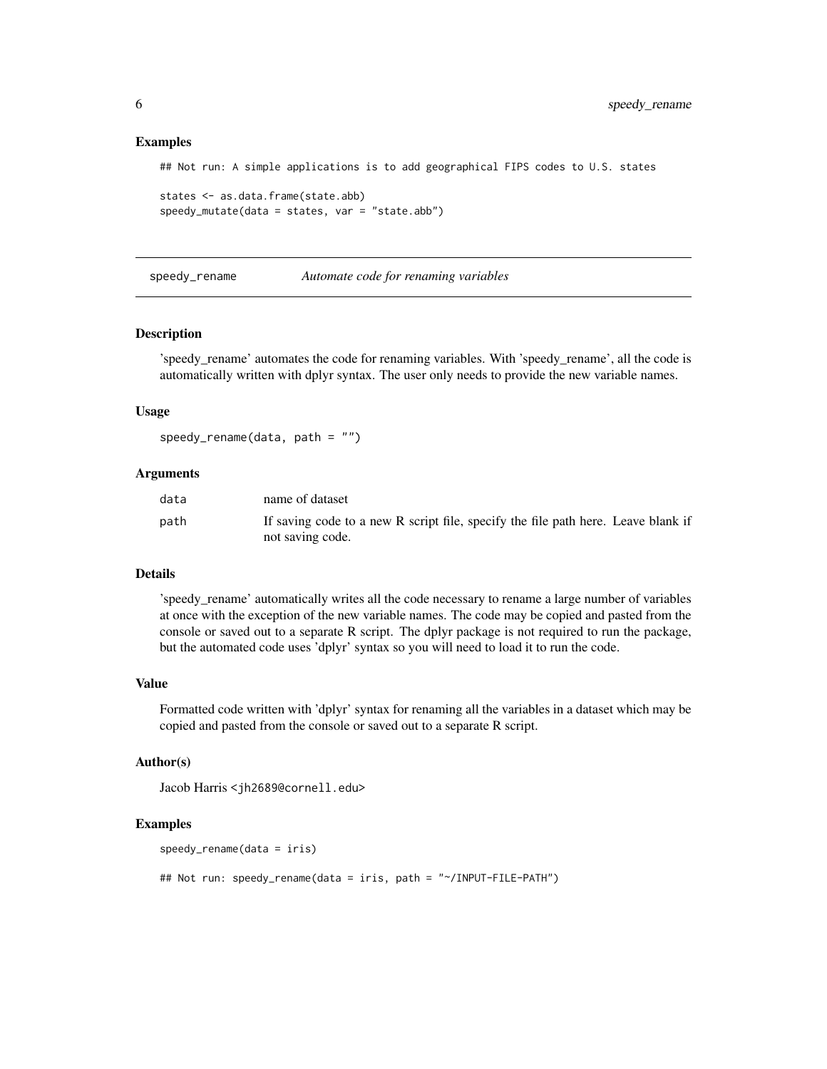### Examples

```
## Not run: A simple applications is to add geographical FIPS codes to U.S. states

states <- as.data.frame(state.abb)
speedy_mutate(data = states, var = "state.abb")
```

## speedy_rename — *Automate code for renaming variables*

### Description

'speedy_rename' automates the code for renaming variables. With 'speedy_rename', all the code is automatically written with dplyr syntax. The user only needs to provide the new variable names.

### Usage

```
speedy_rename(data, path = "")
```

### Arguments

| | |
|---|---|
| data | name of dataset |
| path | If saving code to a new R script file, specify the file path here. Leave blank if not saving code. |

### Details

'speedy_rename' automatically writes all the code necessary to rename a large number of variables at once with the exception of the new variable names. The code may be copied and pasted from the console or saved out to a separate R script. The dplyr package is not required to run the package, but the automated code uses 'dplyr' syntax so you will need to load it to run the code.

### Value

Formatted code written with 'dplyr' syntax for renaming all the variables in a dataset which may be copied and pasted from the console or saved out to a separate R script.

### Author(s)

Jacob Harris <jh2689@cornell.edu>

### Examples

```
speedy_rename(data = iris)

## Not run: speedy_rename(data = iris, path = "~/INPUT-FILE-PATH")
```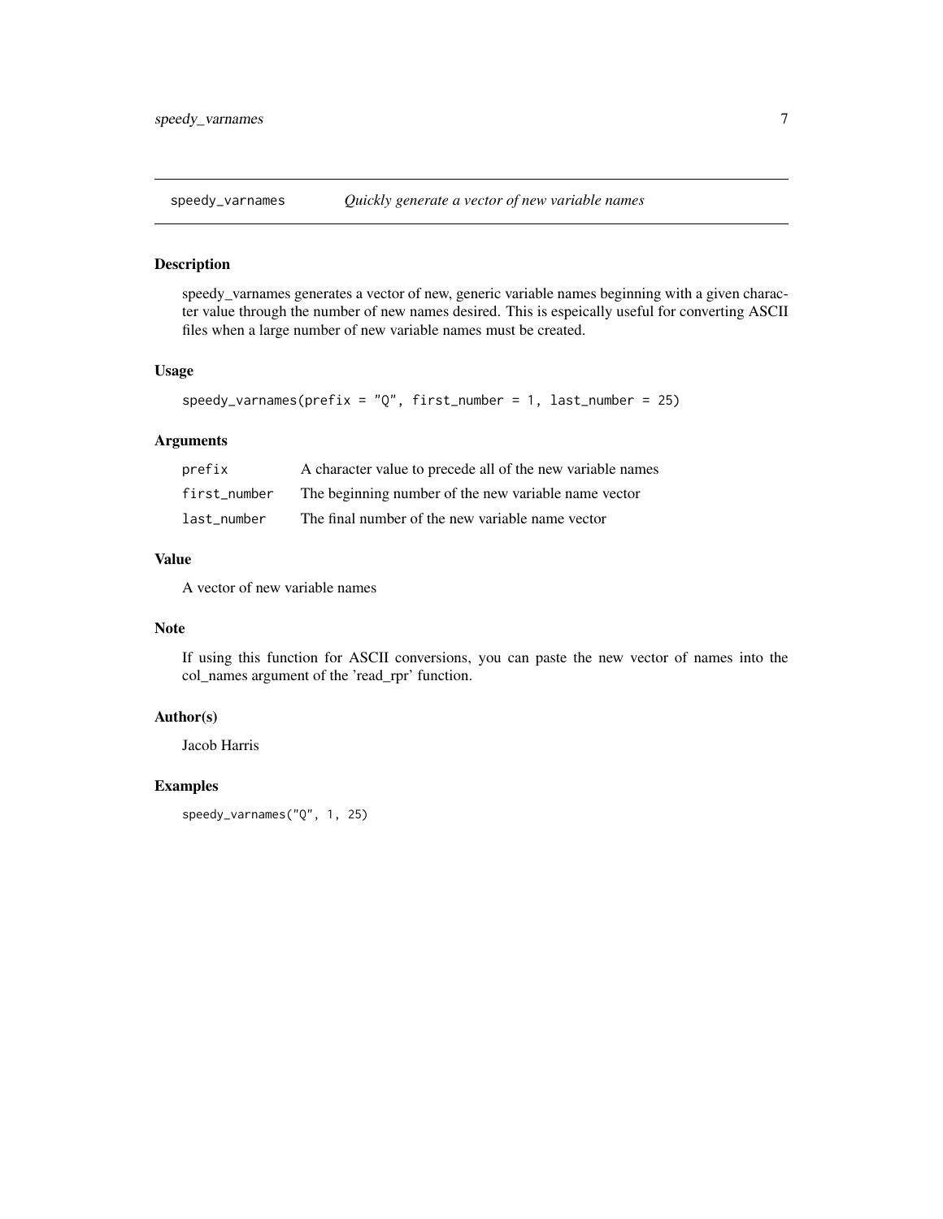## speedy_varnames *Quickly generate a vector of new variable names*

### Description

speedy_varnames generates a vector of new, generic variable names beginning with a given character value through the number of new names desired. This is espeically useful for converting ASCII files when a large number of new variable names must be created.

### Usage

```
speedy_varnames(prefix = "Q", first_number = 1, last_number = 25)
```

### Arguments

| | |
|---|---|
| prefix | A character value to precede all of the new variable names |
| first_number | The beginning number of the new variable name vector |
| last_number | The final number of the new variable name vector |

### Value

A vector of new variable names

### Note

If using this function for ASCII conversions, you can paste the new vector of names into the col_names argument of the 'read_rpr' function.

### Author(s)

Jacob Harris

### Examples

```
speedy_varnames("Q", 1, 25)
```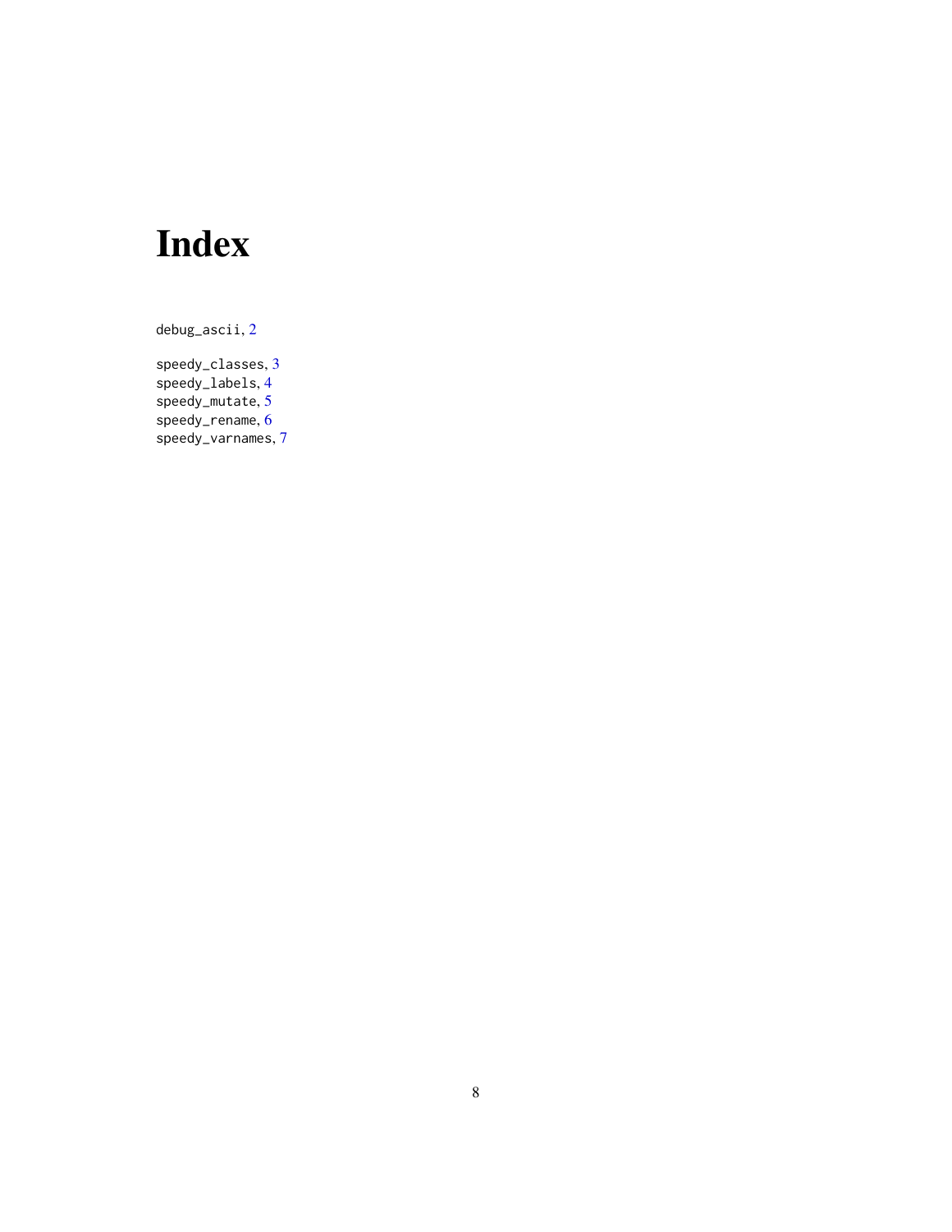# Index

debug_ascii, 2

speedy_classes, 3
speedy_labels, 4
speedy_mutate, 5
speedy_rename, 6
speedy_varnames, 7